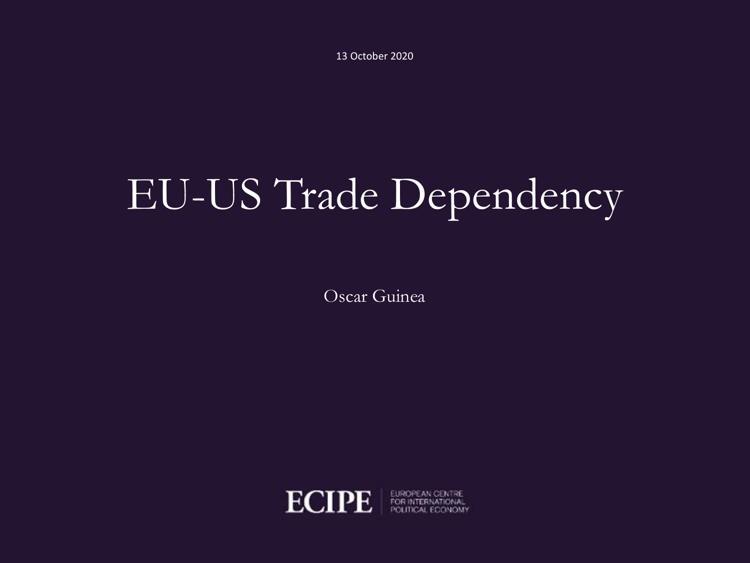13 October 2020

# EU-US Trade Dependency

Oscar Guinea

ECIPE | EUROPEAN CENTRE FOR INTERNATIONAL POLITICAL ECONOMY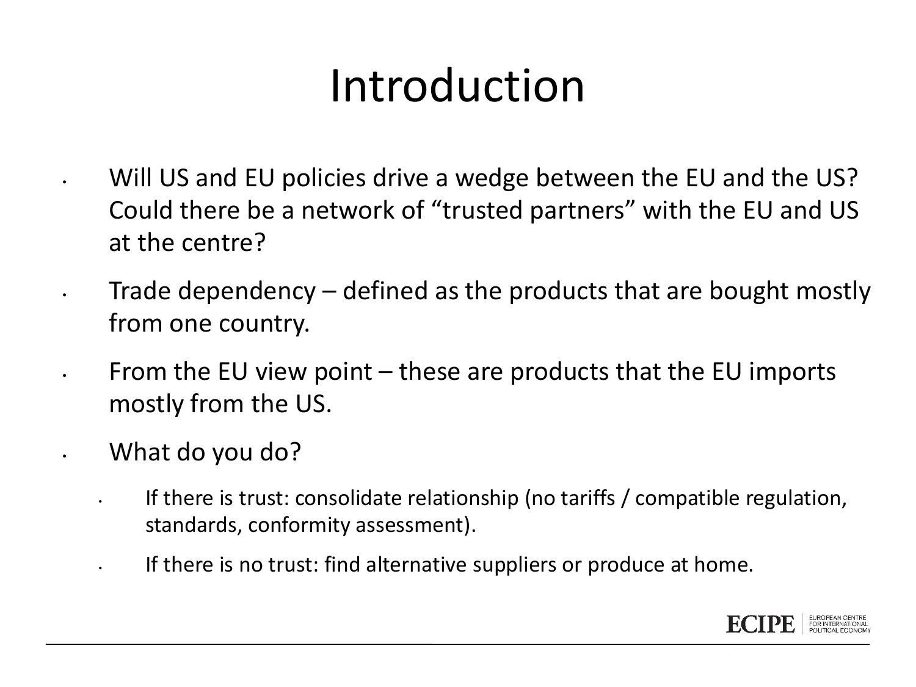# Introduction

- Will US and EU policies drive a wedge between the EU and the US? Could there be a network of "trusted partners" with the EU and US at the centre?
- Trade dependency – defined as the products that are bought mostly from one country.
- From the EU view point – these are products that the EU imports mostly from the US.
- What do you do?
  - If there is trust: consolidate relationship (no tariffs / compatible regulation, standards, conformity assessment).
  - If there is no trust: find alternative suppliers or produce at home.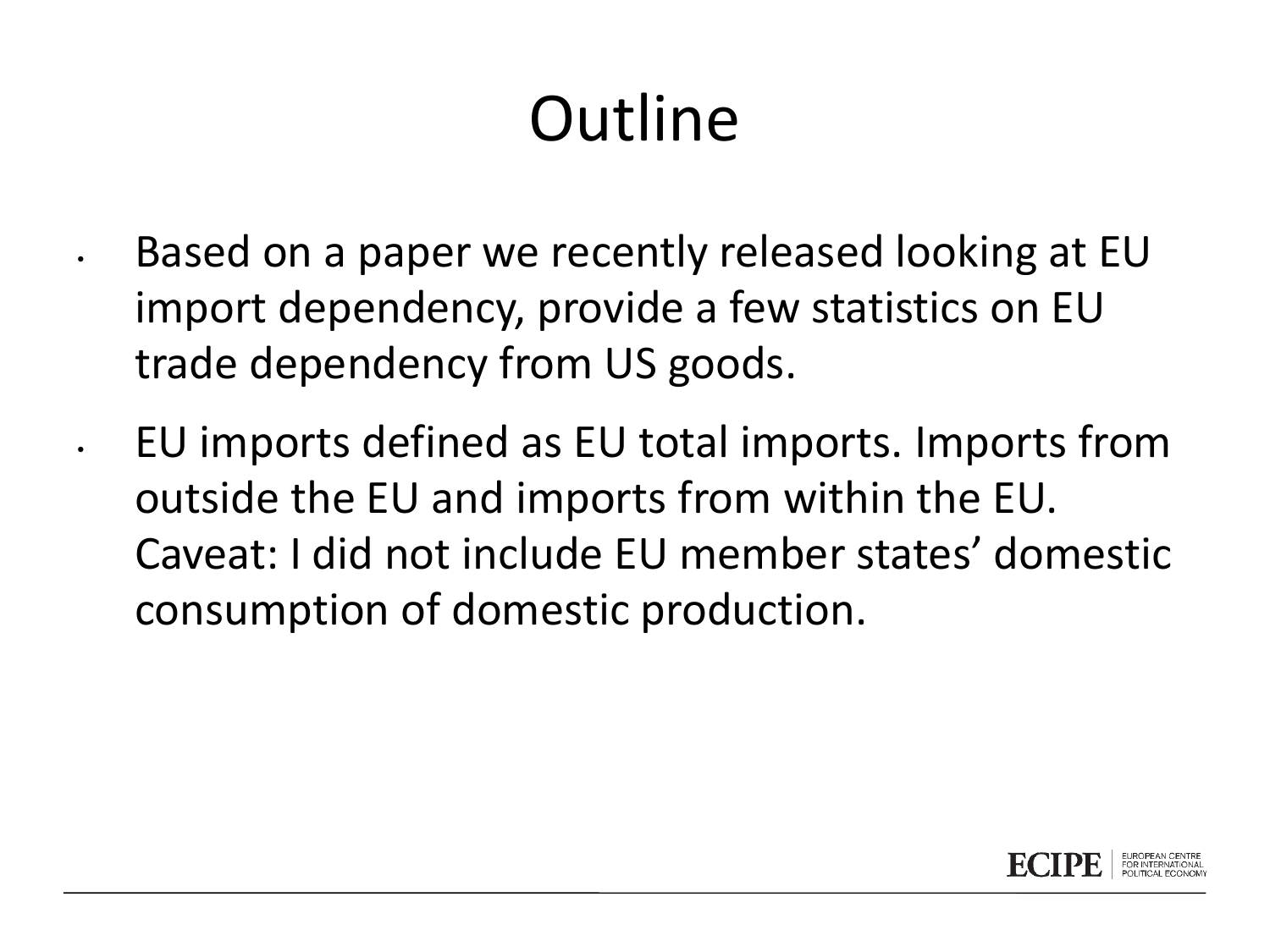# Outline

- Based on a paper we recently released looking at EU import dependency, provide a few statistics on EU trade dependency from US goods.
- EU imports defined as EU total imports. Imports from outside the EU and imports from within the EU. Caveat: I did not include EU member states' domestic consumption of domestic production.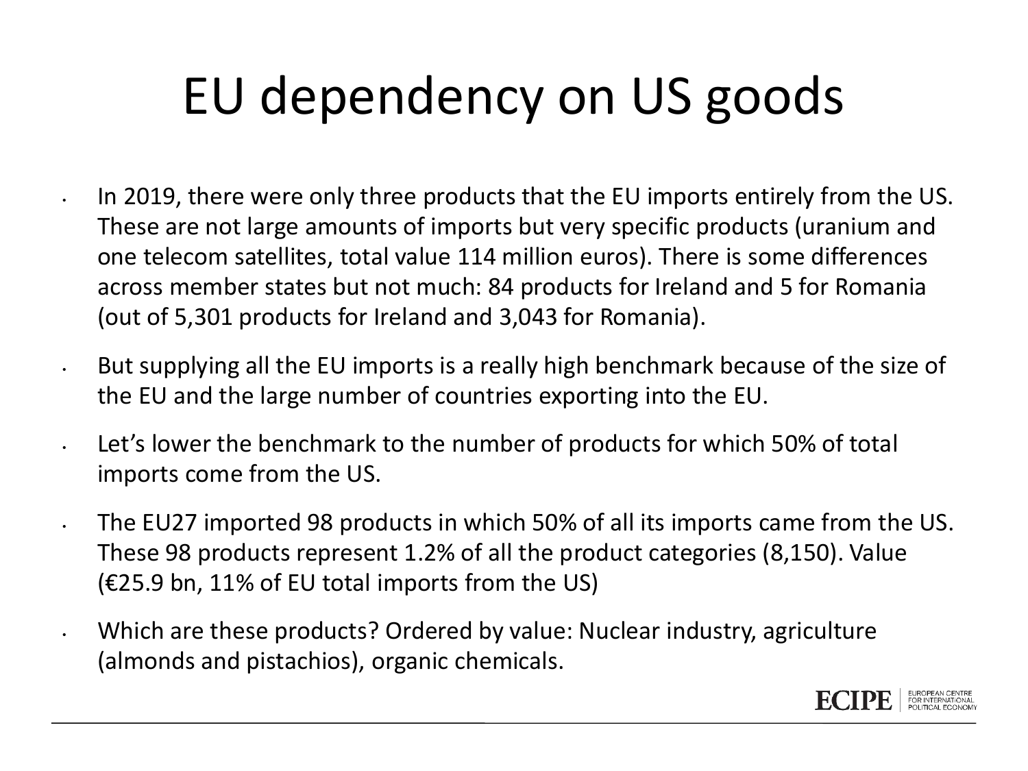# EU dependency on US goods

- In 2019, there were only three products that the EU imports entirely from the US. These are not large amounts of imports but very specific products (uranium and one telecom satellites, total value 114 million euros). There is some differences across member states but not much: 84 products for Ireland and 5 for Romania (out of 5,301 products for Ireland and 3,043 for Romania).
- But supplying all the EU imports is a really high benchmark because of the size of the EU and the large number of countries exporting into the EU.
- Let's lower the benchmark to the number of products for which 50% of total imports come from the US.
- The EU27 imported 98 products in which 50% of all its imports came from the US. These 98 products represent 1.2% of all the product categories (8,150). Value (€25.9 bn, 11% of EU total imports from the US)
- Which are these products? Ordered by value: Nuclear industry, agriculture (almonds and pistachios), organic chemicals.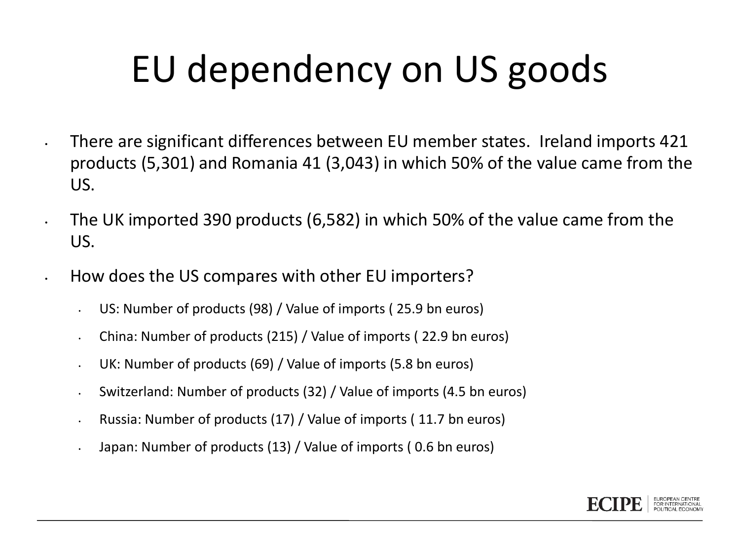# EU dependency on US goods

- There are significant differences between EU member states. Ireland imports 421 products (5,301) and Romania 41 (3,043) in which 50% of the value came from the US.
- The UK imported 390 products (6,582) in which 50% of the value came from the US.
- How does the US compares with other EU importers?
  - US: Number of products (98) / Value of imports ( 25.9 bn euros)
  - China: Number of products (215) / Value of imports ( 22.9 bn euros)
  - UK: Number of products (69) / Value of imports (5.8 bn euros)
  - Switzerland: Number of products (32) / Value of imports (4.5 bn euros)
  - Russia: Number of products (17) / Value of imports ( 11.7 bn euros)
  - Japan: Number of products (13) / Value of imports ( 0.6 bn euros)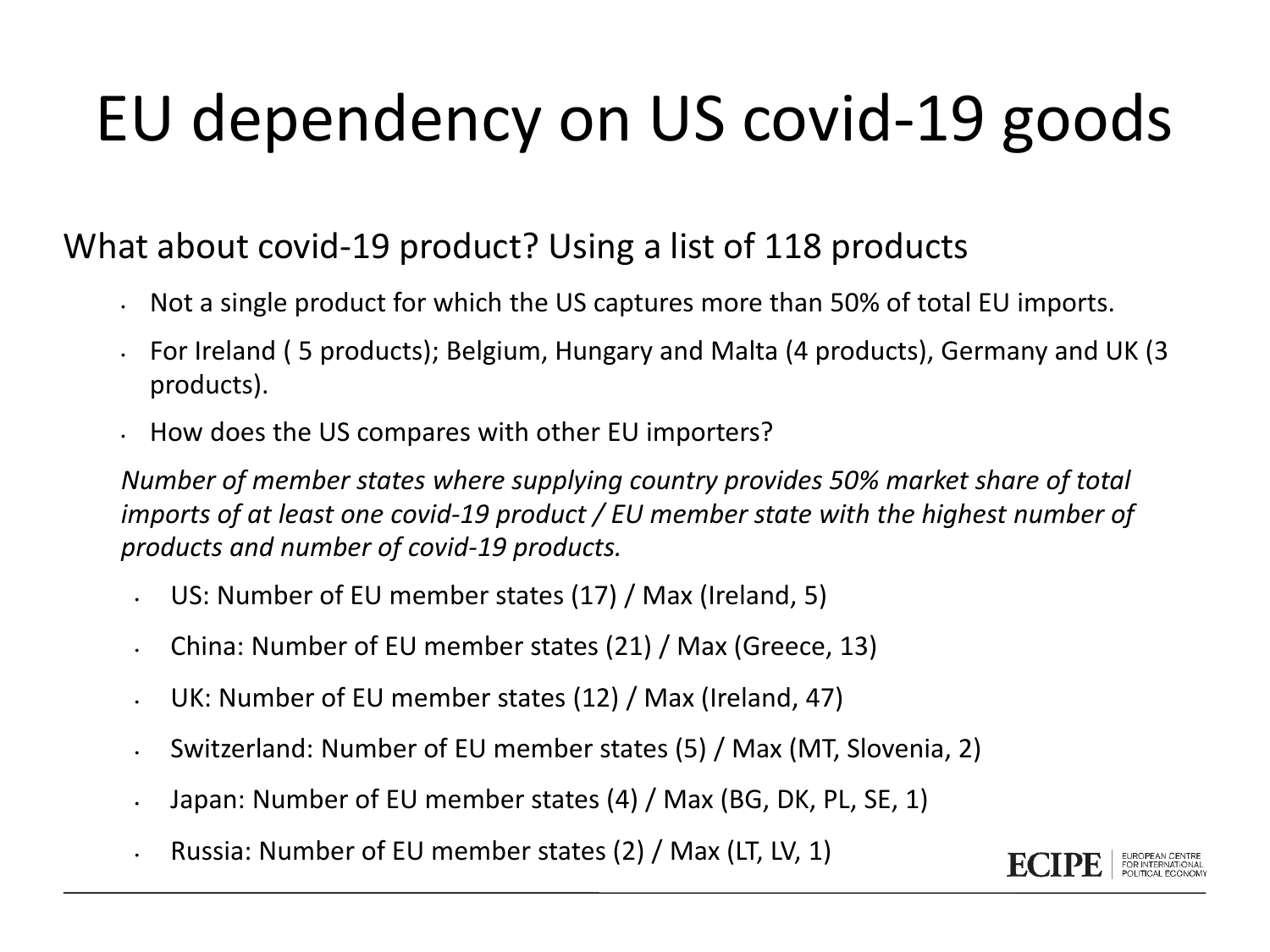# EU dependency on US covid-19 goods

What about covid-19 product? Using a list of 118 products

- Not a single product for which the US captures more than 50% of total EU imports.
- For Ireland ( 5 products); Belgium, Hungary and Malta (4 products), Germany and UK (3 products).
- How does the US compares with other EU importers?

*Number of member states where supplying country provides 50% market share of total imports of at least one covid-19 product / EU member state with the highest number of products and number of covid-19 products.*

- US: Number of EU member states (17) / Max (Ireland, 5)
- China: Number of EU member states (21) / Max (Greece, 13)
- UK: Number of EU member states (12) / Max (Ireland, 47)
- Switzerland: Number of EU member states (5) / Max (MT, Slovenia, 2)
- Japan: Number of EU member states (4) / Max (BG, DK, PL, SE, 1)
- Russia: Number of EU member states (2) / Max (LT, LV, 1)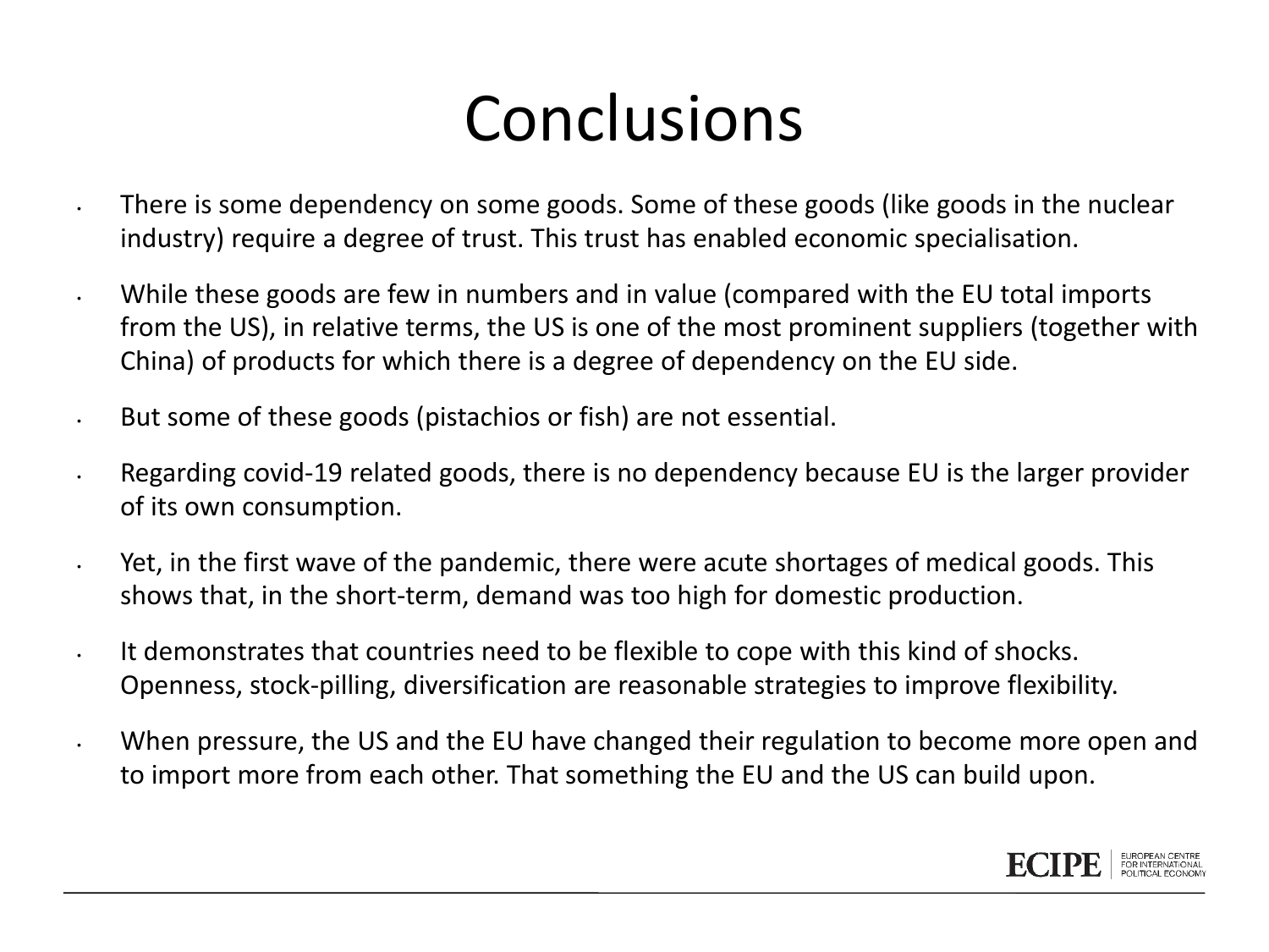# Conclusions

- There is some dependency on some goods. Some of these goods (like goods in the nuclear industry) require a degree of trust. This trust has enabled economic specialisation.
- While these goods are few in numbers and in value (compared with the EU total imports from the US), in relative terms, the US is one of the most prominent suppliers (together with China) of products for which there is a degree of dependency on the EU side.
- But some of these goods (pistachios or fish) are not essential.
- Regarding covid-19 related goods, there is no dependency because EU is the larger provider of its own consumption.
- Yet, in the first wave of the pandemic, there were acute shortages of medical goods. This shows that, in the short-term, demand was too high for domestic production.
- It demonstrates that countries need to be flexible to cope with this kind of shocks. Openness, stock-pilling, diversification are reasonable strategies to improve flexibility.
- When pressure, the US and the EU have changed their regulation to become more open and to import more from each other. That something the EU and the US can build upon.

ECIPE | EUROPEAN CENTRE FOR INTERNATIONAL POLITICAL ECONOMY